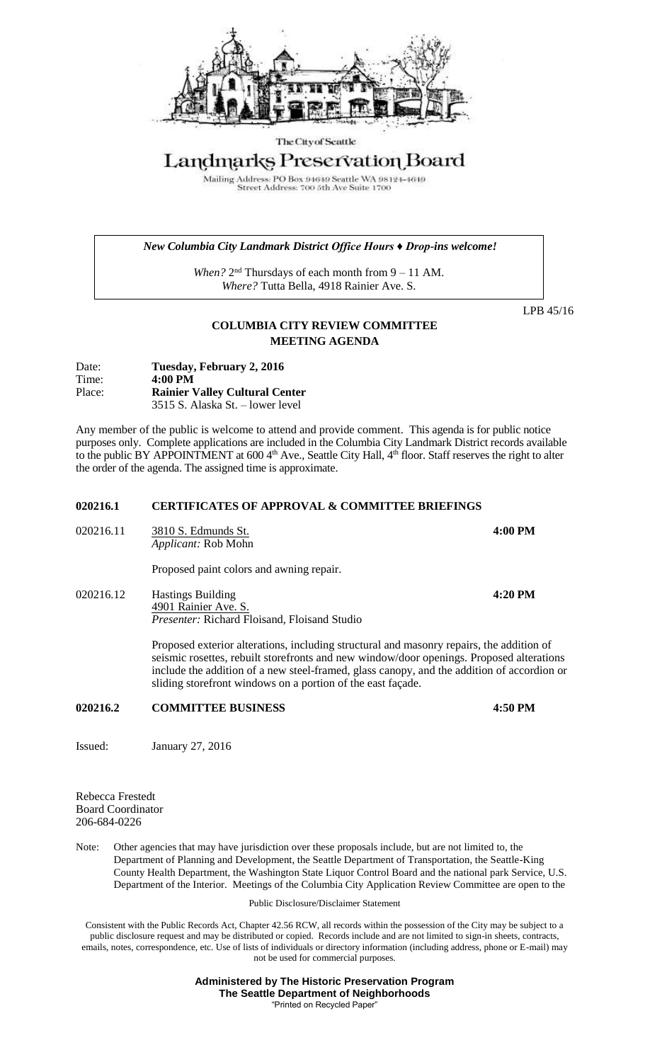The City of Seattle

# Landmarks Preservation Board

Mailing Address: PO Box 94649 Seattle WA 98124-4649
Street Address: 700 5th Ave Suite 1700

*New Columbia City Landmark District Office Hours ♦ Drop-ins welcome!*

*When?* 2nd Thursdays of each month from 9 – 11 AM.
*Where?* Tutta Bella, 4918 Rainier Ave. S.

LPB 45/16

## COLUMBIA CITY REVIEW COMMITTEE
## MEETING AGENDA

Date: **Tuesday, February 2, 2016**
Time: **4:00 PM**
Place: **Rainier Valley Cultural Center**
3515 S. Alaska St. – lower level

Any member of the public is welcome to attend and provide comment. This agenda is for public notice purposes only. Complete applications are included in the Columbia City Landmark District records available to the public BY APPOINTMENT at 600 4th Ave., Seattle City Hall, 4th floor. Staff reserves the right to alter the order of the agenda. The assigned time is approximate.

**020216.1 CERTIFICATES OF APPROVAL & COMMITTEE BRIEFINGS**

020216.11 3810 S. Edmunds St. **4:00 PM**
*Applicant:* Rob Mohn

Proposed paint colors and awning repair.

020216.12 Hastings Building **4:20 PM**
4901 Rainier Ave. S.
*Presenter:* Richard Floisand, Floisand Studio

Proposed exterior alterations, including structural and masonry repairs, the addition of seismic rosettes, rebuilt storefronts and new window/door openings. Proposed alterations include the addition of a new steel-framed, glass canopy, and the addition of accordion or sliding storefront windows on a portion of the east façade.

**020216.2 COMMITTEE BUSINESS 4:50 PM**

Issued: January 27, 2016

Rebecca Frestedt
Board Coordinator
206-684-0226

Note: Other agencies that may have jurisdiction over these proposals include, but are not limited to, the Department of Planning and Development, the Seattle Department of Transportation, the Seattle-King County Health Department, the Washington State Liquor Control Board and the national park Service, U.S. Department of the Interior. Meetings of the Columbia City Application Review Committee are open to the

Public Disclosure/Disclaimer Statement

Consistent with the Public Records Act, Chapter 42.56 RCW, all records within the possession of the City may be subject to a public disclosure request and may be distributed or copied. Records include and are not limited to sign-in sheets, contracts, emails, notes, correspondence, etc. Use of lists of individuals or directory information (including address, phone or E-mail) may not be used for commercial purposes.

**Administered by The Historic Preservation Program**
**The Seattle Department of Neighborhoods**
"Printed on Recycled Paper"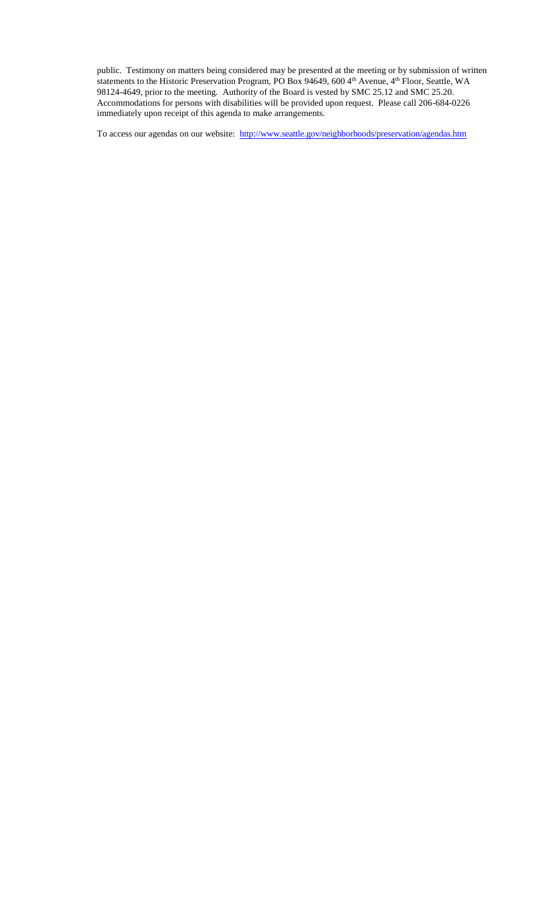public. Testimony on matters being considered may be presented at the meeting or by submission of written statements to the Historic Preservation Program, PO Box 94649, 600 4th Avenue, 4th Floor, Seattle, WA 98124-4649, prior to the meeting. Authority of the Board is vested by SMC 25.12 and SMC 25.20. Accommodations for persons with disabilities will be provided upon request. Please call 206-684-0226 immediately upon receipt of this agenda to make arrangements.

To access our agendas on our website: http://www.seattle.gov/neighborhoods/preservation/agendas.htm